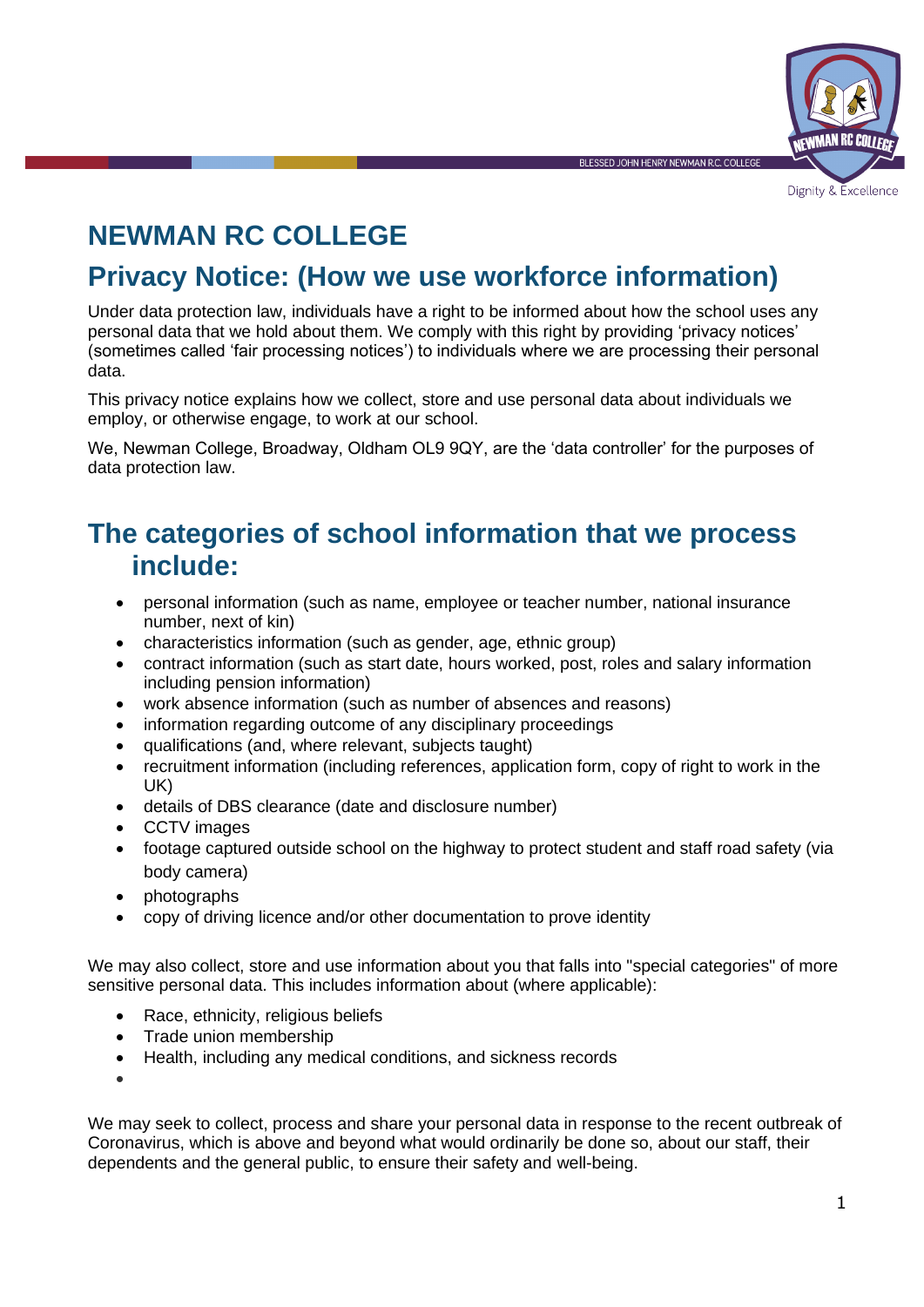# NEWMAN RC COLLEGE

## Privacy Notice: (How we use workforce information)

Under data protection law, individuals have a right to be informed about how the school uses any personal data that we hold about them. We comply with this right by providing 'privacy notices' (sometimes called 'fair processing notices') to individuals where we are processing their personal data.

This privacy notice explains how we collect, store and use personal data about individuals we employ, or otherwise engage, to work at our school.

We, Newman College, Broadway, Oldham OL9 9QY, are the 'data controller' for the purposes of data protection law.

## The categories of school information that we process include:

- personal information (such as name, employee or teacher number, national insurance number, next of kin)
- characteristics information (such as gender, age, ethnic group)
- contract information (such as start date, hours worked, post, roles and salary information including pension information)
- work absence information (such as number of absences and reasons)
- information regarding outcome of any disciplinary proceedings
- qualifications (and, where relevant, subjects taught)
- recruitment information (including references, application form, copy of right to work in the UK)
- details of DBS clearance (date and disclosure number)
- CCTV images
- footage captured outside school on the highway to protect student and staff road safety (via body camera)
- photographs
- copy of driving licence and/or other documentation to prove identity

We may also collect, store and use information about you that falls into "special categories" of more sensitive personal data. This includes information about (where applicable):

- Race, ethnicity, religious beliefs
- Trade union membership
- Health, including any medical conditions, and sickness records

We may seek to collect, process and share your personal data in response to the recent outbreak of Coronavirus, which is above and beyond what would ordinarily be done so, about our staff, their dependents and the general public, to ensure their safety and well-being.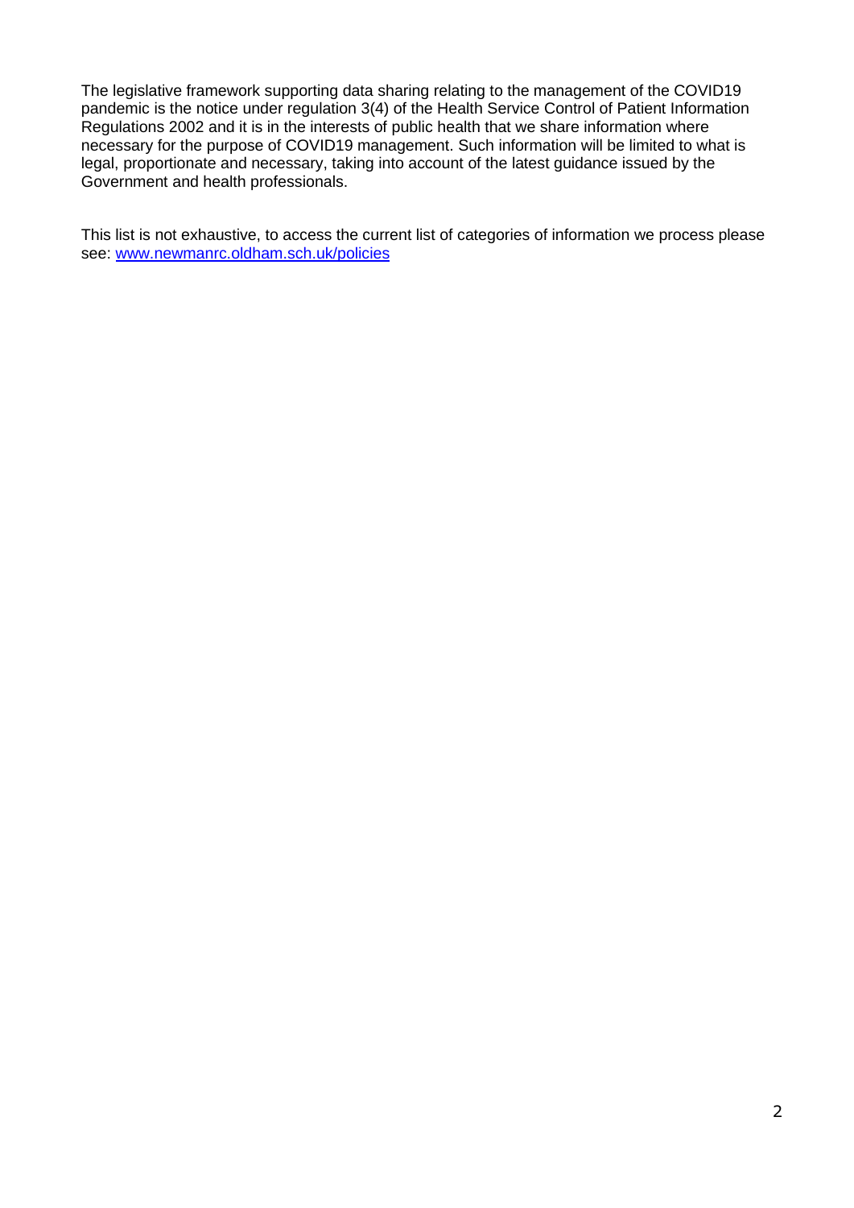The legislative framework supporting data sharing relating to the management of the COVID19 pandemic is the notice under regulation 3(4) of the Health Service Control of Patient Information Regulations 2002 and it is in the interests of public health that we share information where necessary for the purpose of COVID19 management. Such information will be limited to what is legal, proportionate and necessary, taking into account of the latest guidance issued by the Government and health professionals.

This list is not exhaustive, to access the current list of categories of information we process please see: [www.newmanrc.oldham.sch.uk/policies](http://www.newmanrc.oldham.sch.uk/policies)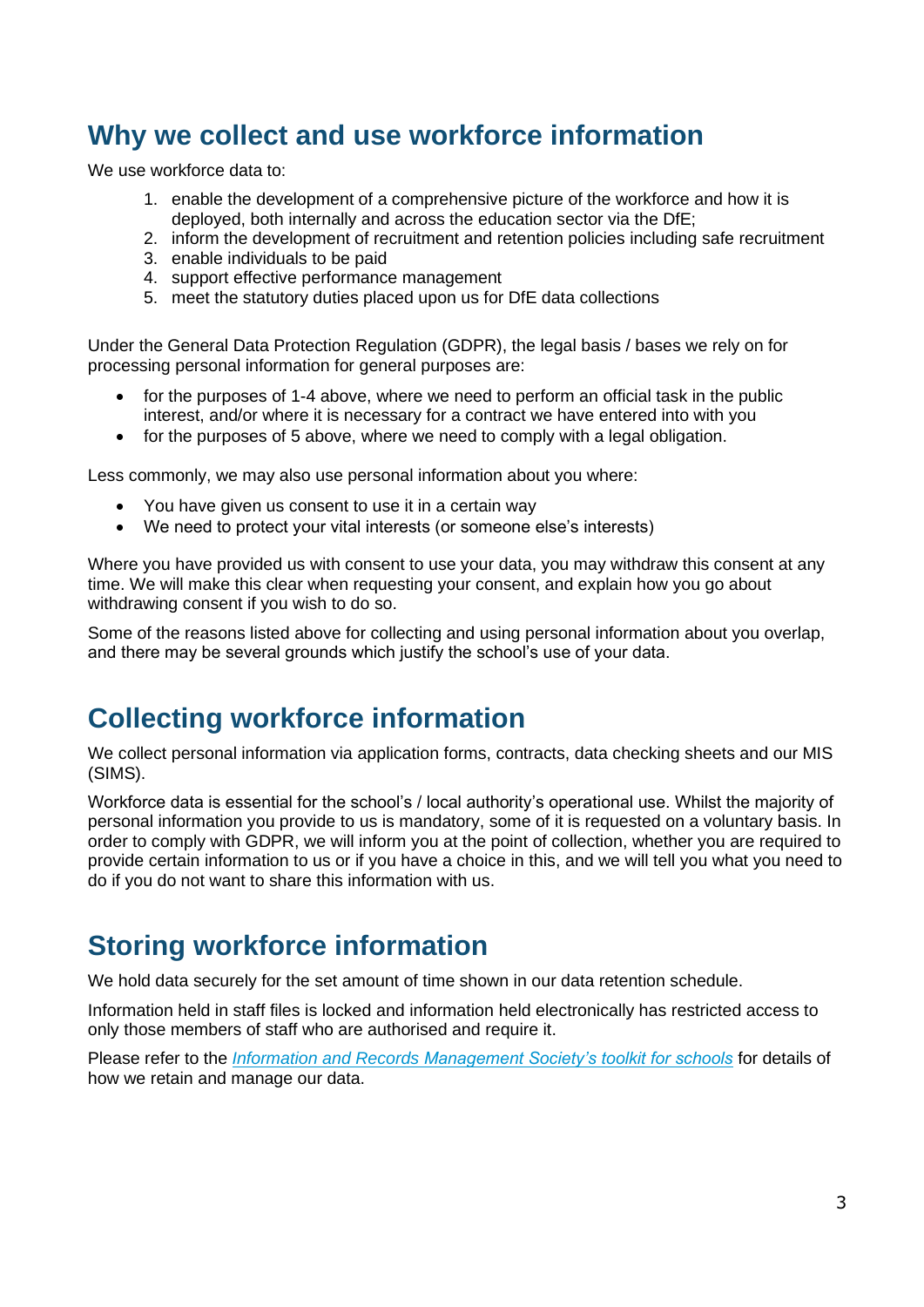## Why we collect and use workforce information

We use workforce data to:

1. enable the development of a comprehensive picture of the workforce and how it is deployed, both internally and across the education sector via the DfE;
2. inform the development of recruitment and retention policies including safe recruitment
3. enable individuals to be paid
4. support effective performance management
5. meet the statutory duties placed upon us for DfE data collections

Under the General Data Protection Regulation (GDPR), the legal basis / bases we rely on for processing personal information for general purposes are:

- for the purposes of 1-4 above, where we need to perform an official task in the public interest, and/or where it is necessary for a contract we have entered into with you
- for the purposes of 5 above, where we need to comply with a legal obligation.

Less commonly, we may also use personal information about you where:

- You have given us consent to use it in a certain way
- We need to protect your vital interests (or someone else's interests)

Where you have provided us with consent to use your data, you may withdraw this consent at any time. We will make this clear when requesting your consent, and explain how you go about withdrawing consent if you wish to do so.

Some of the reasons listed above for collecting and using personal information about you overlap, and there may be several grounds which justify the school's use of your data.

## Collecting workforce information

We collect personal information via application forms, contracts, data checking sheets and our MIS (SIMS).

Workforce data is essential for the school's / local authority's operational use. Whilst the majority of personal information you provide to us is mandatory, some of it is requested on a voluntary basis. In order to comply with GDPR, we will inform you at the point of collection, whether you are required to provide certain information to us or if you have a choice in this, and we will tell you what you need to do if you do not want to share this information with us.

## Storing workforce information

We hold data securely for the set amount of time shown in our data retention schedule.

Information held in staff files is locked and information held electronically has restricted access to only those members of staff who are authorised and require it.

Please refer to the *Information and Records Management Society's toolkit for schools* for details of how we retain and manage our data.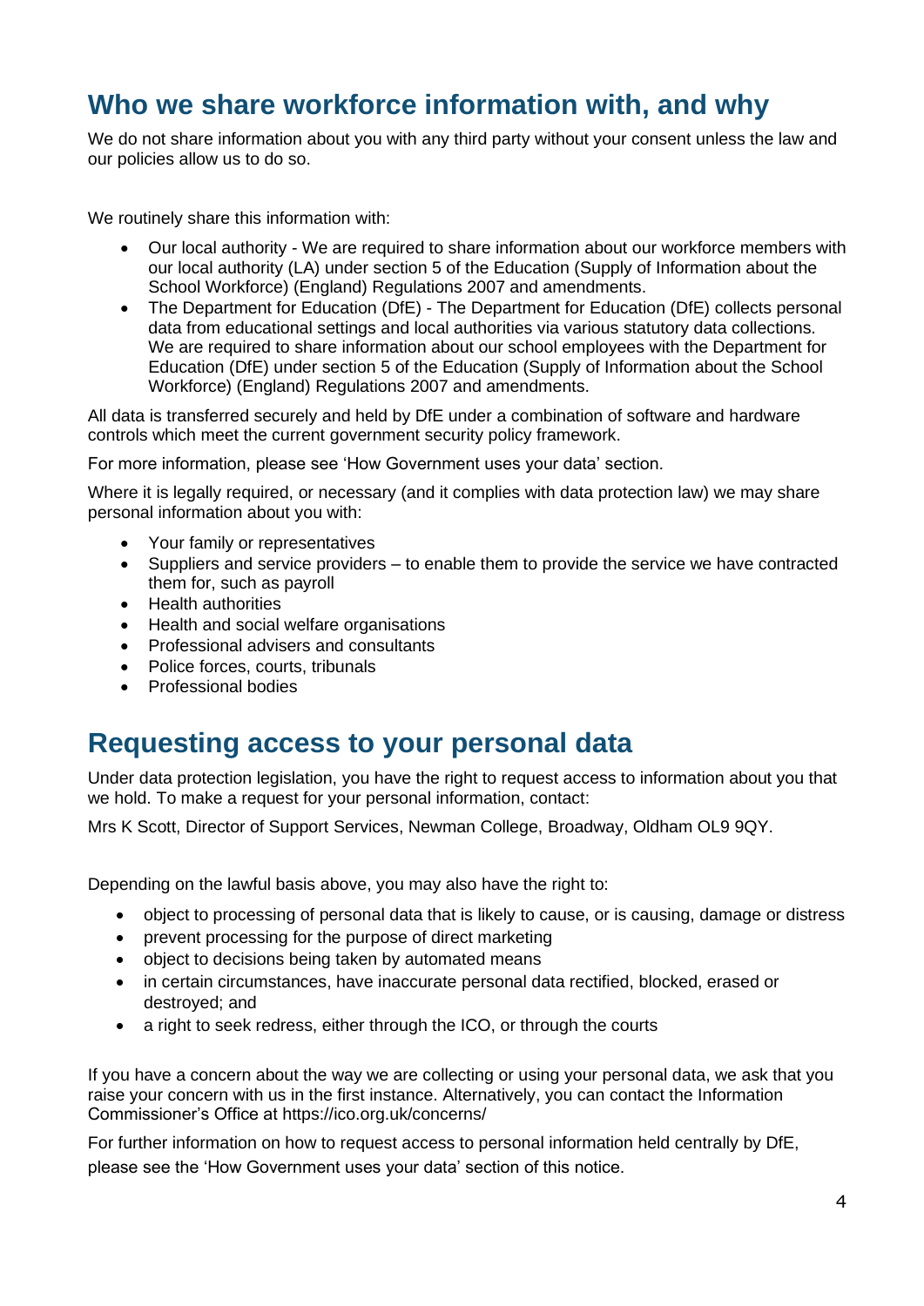## Who we share workforce information with, and why

We do not share information about you with any third party without your consent unless the law and our policies allow us to do so.

We routinely share this information with:

- Our local authority - We are required to share information about our workforce members with our local authority (LA) under section 5 of the Education (Supply of Information about the School Workforce) (England) Regulations 2007 and amendments.
- The Department for Education (DfE) - The Department for Education (DfE) collects personal data from educational settings and local authorities via various statutory data collections. We are required to share information about our school employees with the Department for Education (DfE) under section 5 of the Education (Supply of Information about the School Workforce) (England) Regulations 2007 and amendments.

All data is transferred securely and held by DfE under a combination of software and hardware controls which meet the current government security policy framework.

For more information, please see 'How Government uses your data' section.

Where it is legally required, or necessary (and it complies with data protection law) we may share personal information about you with:

- Your family or representatives
- Suppliers and service providers – to enable them to provide the service we have contracted them for, such as payroll
- Health authorities
- Health and social welfare organisations
- Professional advisers and consultants
- Police forces, courts, tribunals
- Professional bodies

## Requesting access to your personal data

Under data protection legislation, you have the right to request access to information about you that we hold. To make a request for your personal information, contact:

Mrs K Scott, Director of Support Services, Newman College, Broadway, Oldham OL9 9QY.

Depending on the lawful basis above, you may also have the right to:

- object to processing of personal data that is likely to cause, or is causing, damage or distress
- prevent processing for the purpose of direct marketing
- object to decisions being taken by automated means
- in certain circumstances, have inaccurate personal data rectified, blocked, erased or destroyed; and
- a right to seek redress, either through the ICO, or through the courts

If you have a concern about the way we are collecting or using your personal data, we ask that you raise your concern with us in the first instance. Alternatively, you can contact the Information Commissioner's Office at https://ico.org.uk/concerns/

For further information on how to request access to personal information held centrally by DfE, please see the 'How Government uses your data' section of this notice.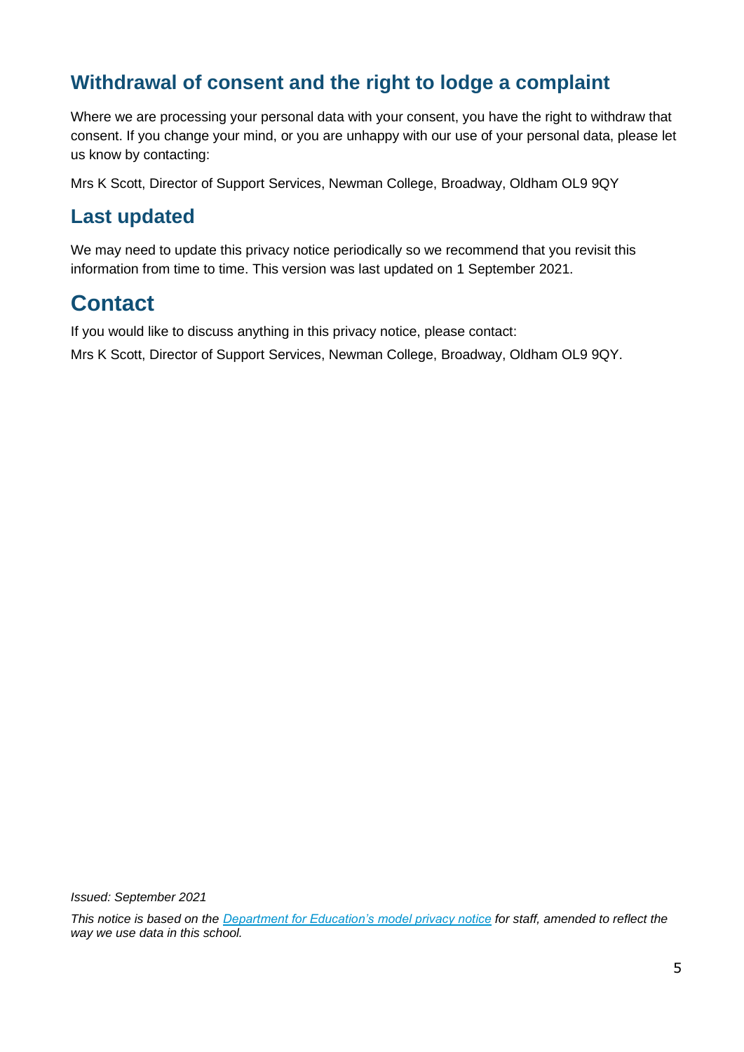## Withdrawal of consent and the right to lodge a complaint

Where we are processing your personal data with your consent, you have the right to withdraw that consent. If you change your mind, or you are unhappy with our use of your personal data, please let us know by contacting:

Mrs K Scott, Director of Support Services, Newman College, Broadway, Oldham OL9 9QY

## Last updated

We may need to update this privacy notice periodically so we recommend that you revisit this information from time to time. This version was last updated on 1 September 2021.

# Contact

If you would like to discuss anything in this privacy notice, please contact:

Mrs K Scott, Director of Support Services, Newman College, Broadway, Oldham OL9 9QY.

*Issued: September 2021*

*This notice is based on the [Department for Education's model privacy notice] for staff, amended to reflect the way we use data in this school.*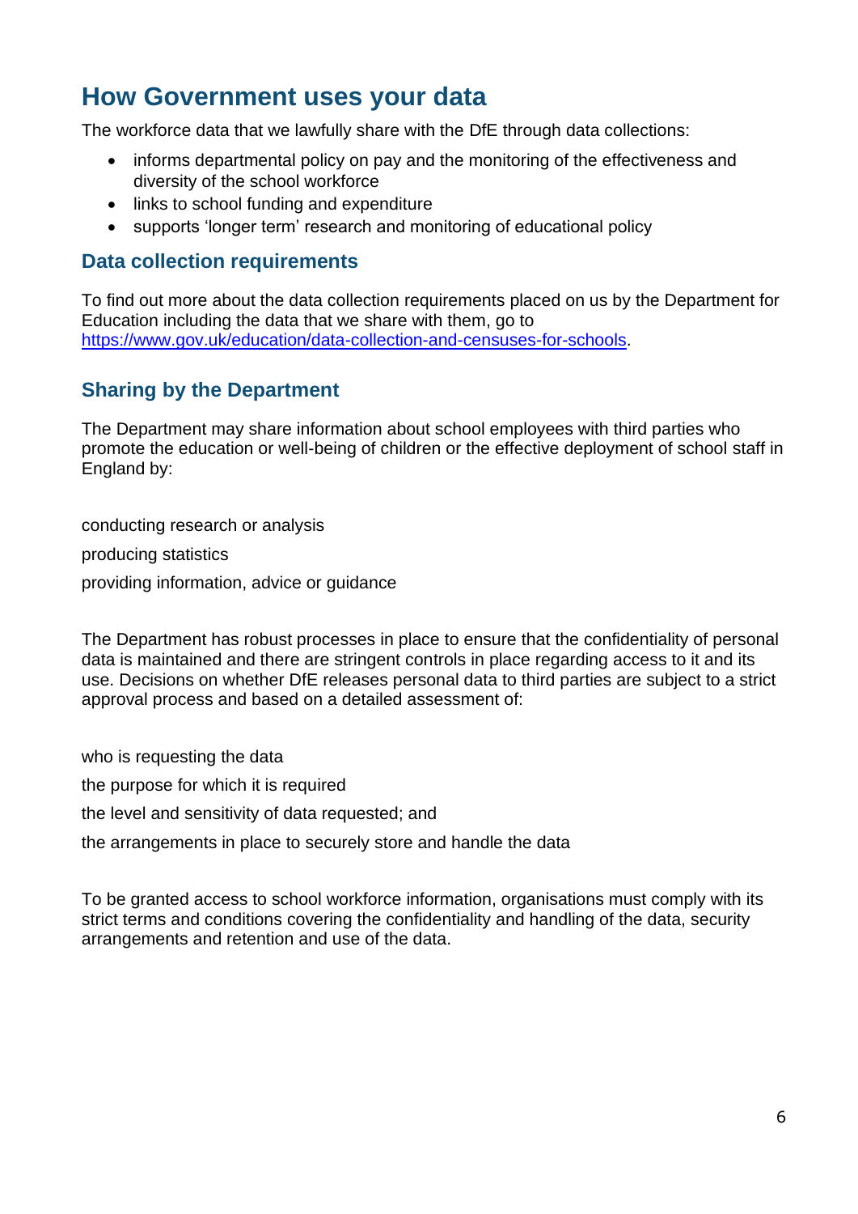## How Government uses your data

The workforce data that we lawfully share with the DfE through data collections:

- informs departmental policy on pay and the monitoring of the effectiveness and diversity of the school workforce
- links to school funding and expenditure
- supports 'longer term' research and monitoring of educational policy

### Data collection requirements

To find out more about the data collection requirements placed on us by the Department for Education including the data that we share with them, go to [https://www.gov.uk/education/data-collection-and-censuses-for-schools](https://www.gov.uk/education/data-collection-and-censuses-for-schools).

### Sharing by the Department

The Department may share information about school employees with third parties who promote the education or well-being of children or the effective deployment of school staff in England by:

conducting research or analysis

producing statistics

providing information, advice or guidance

The Department has robust processes in place to ensure that the confidentiality of personal data is maintained and there are stringent controls in place regarding access to it and its use. Decisions on whether DfE releases personal data to third parties are subject to a strict approval process and based on a detailed assessment of:

who is requesting the data

the purpose for which it is required

the level and sensitivity of data requested; and

the arrangements in place to securely store and handle the data

To be granted access to school workforce information, organisations must comply with its strict terms and conditions covering the confidentiality and handling of the data, security arrangements and retention and use of the data.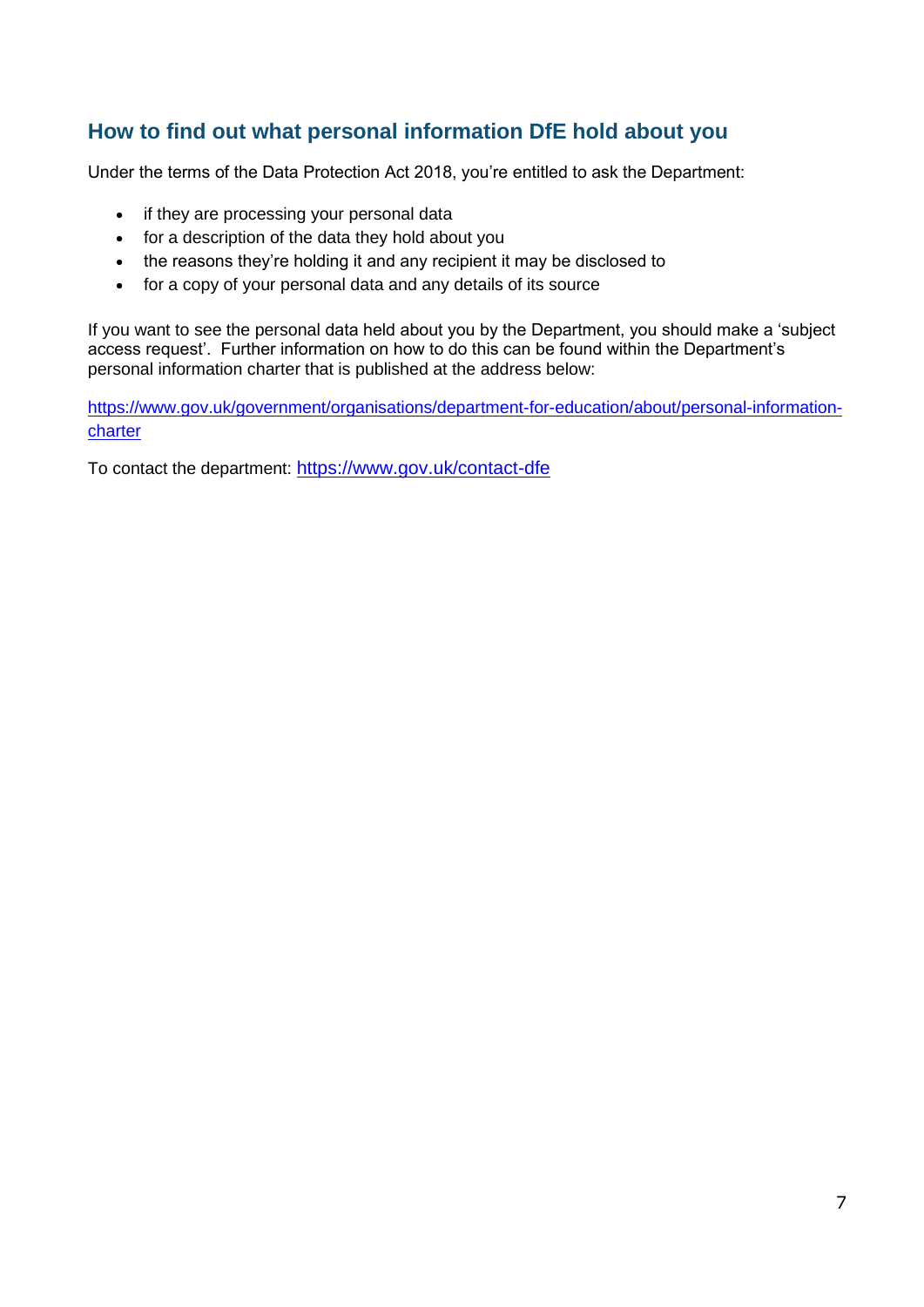## How to find out what personal information DfE hold about you

Under the terms of the Data Protection Act 2018, you're entitled to ask the Department:

- if they are processing your personal data
- for a description of the data they hold about you
- the reasons they're holding it and any recipient it may be disclosed to
- for a copy of your personal data and any details of its source

If you want to see the personal data held about you by the Department, you should make a 'subject access request'. Further information on how to do this can be found within the Department's personal information charter that is published at the address below:

https://www.gov.uk/government/organisations/department-for-education/about/personal-information-charter

To contact the department: https://www.gov.uk/contact-dfe